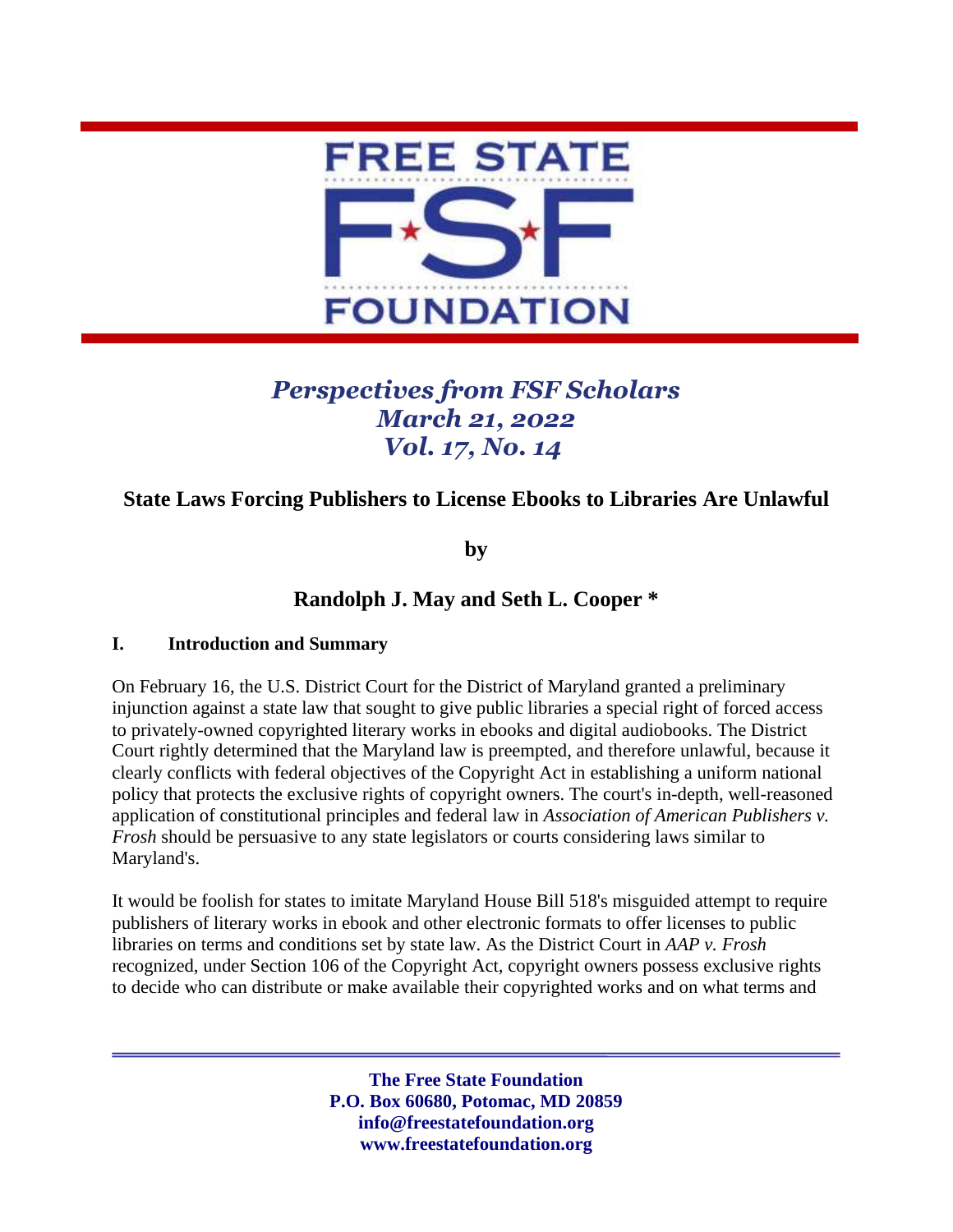# FREE STATE FOUNDATION

*Perspectives from FSF Scholars*
*March 21, 2022*
*Vol. 17, No. 14*

## State Laws Forcing Publishers to License Ebooks to Libraries Are Unlawful

by

**Randolph J. May and Seth L. Cooper ***

### I. Introduction and Summary

On February 16, the U.S. District Court for the District of Maryland granted a preliminary injunction against a state law that sought to give public libraries a special right of forced access to privately-owned copyrighted literary works in ebooks and digital audiobooks. The District Court rightly determined that the Maryland law is preempted, and therefore unlawful, because it clearly conflicts with federal objectives of the Copyright Act in establishing a uniform national policy that protects the exclusive rights of copyright owners. The court's in-depth, well-reasoned application of constitutional principles and federal law in *Association of American Publishers v. Frosh* should be persuasive to any state legislators or courts considering laws similar to Maryland's.

It would be foolish for states to imitate Maryland House Bill 518's misguided attempt to require publishers of literary works in ebook and other electronic formats to offer licenses to public libraries on terms and conditions set by state law. As the District Court in *AAP v. Frosh* recognized, under Section 106 of the Copyright Act, copyright owners possess exclusive rights to decide who can distribute or make available their copyrighted works and on what terms and

**The Free State Foundation**
**P.O. Box 60680, Potomac, MD 20859**
**info@freestatefoundation.org**
**www.freestatefoundation.org**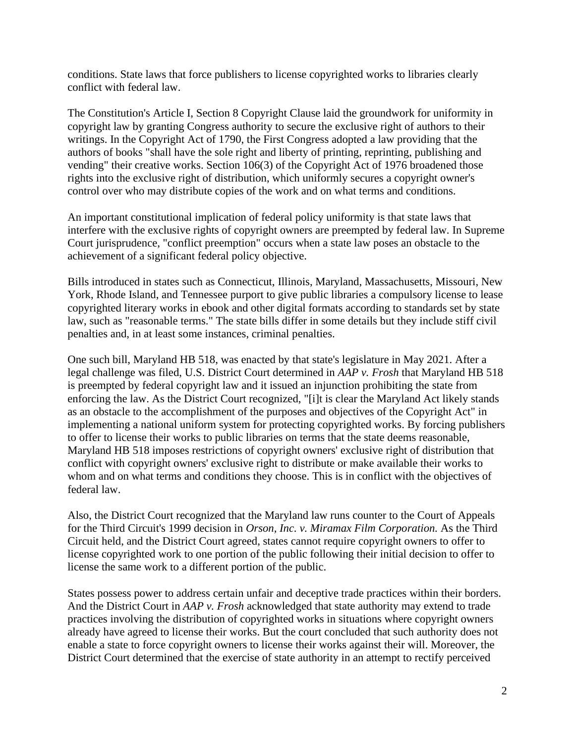conditions. State laws that force publishers to license copyrighted works to libraries clearly conflict with federal law.

The Constitution's Article I, Section 8 Copyright Clause laid the groundwork for uniformity in copyright law by granting Congress authority to secure the exclusive right of authors to their writings. In the Copyright Act of 1790, the First Congress adopted a law providing that the authors of books "shall have the sole right and liberty of printing, reprinting, publishing and vending" their creative works. Section 106(3) of the Copyright Act of 1976 broadened those rights into the exclusive right of distribution, which uniformly secures a copyright owner's control over who may distribute copies of the work and on what terms and conditions.

An important constitutional implication of federal policy uniformity is that state laws that interfere with the exclusive rights of copyright owners are preempted by federal law. In Supreme Court jurisprudence, "conflict preemption" occurs when a state law poses an obstacle to the achievement of a significant federal policy objective.

Bills introduced in states such as Connecticut, Illinois, Maryland, Massachusetts, Missouri, New York, Rhode Island, and Tennessee purport to give public libraries a compulsory license to lease copyrighted literary works in ebook and other digital formats according to standards set by state law, such as "reasonable terms." The state bills differ in some details but they include stiff civil penalties and, in at least some instances, criminal penalties.

One such bill, Maryland HB 518, was enacted by that state's legislature in May 2021. After a legal challenge was filed, U.S. District Court determined in *AAP v. Frosh* that Maryland HB 518 is preempted by federal copyright law and it issued an injunction prohibiting the state from enforcing the law. As the District Court recognized, "[i]t is clear the Maryland Act likely stands as an obstacle to the accomplishment of the purposes and objectives of the Copyright Act" in implementing a national uniform system for protecting copyrighted works. By forcing publishers to offer to license their works to public libraries on terms that the state deems reasonable, Maryland HB 518 imposes restrictions of copyright owners' exclusive right of distribution that conflict with copyright owners' exclusive right to distribute or make available their works to whom and on what terms and conditions they choose. This is in conflict with the objectives of federal law.

Also, the District Court recognized that the Maryland law runs counter to the Court of Appeals for the Third Circuit's 1999 decision in *Orson, Inc. v. Miramax Film Corporation.* As the Third Circuit held, and the District Court agreed, states cannot require copyright owners to offer to license copyrighted work to one portion of the public following their initial decision to offer to license the same work to a different portion of the public.

States possess power to address certain unfair and deceptive trade practices within their borders. And the District Court in *AAP v. Frosh* acknowledged that state authority may extend to trade practices involving the distribution of copyrighted works in situations where copyright owners already have agreed to license their works. But the court concluded that such authority does not enable a state to force copyright owners to license their works against their will. Moreover, the District Court determined that the exercise of state authority in an attempt to rectify perceived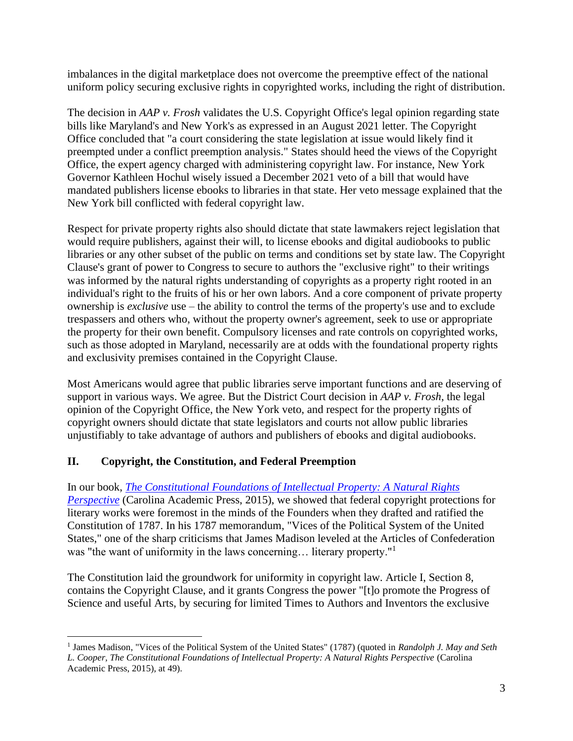imbalances in the digital marketplace does not overcome the preemptive effect of the national uniform policy securing exclusive rights in copyrighted works, including the right of distribution.

The decision in *AAP v. Frosh* validates the U.S. Copyright Office's legal opinion regarding state bills like Maryland's and New York's as expressed in an August 2021 letter. The Copyright Office concluded that "a court considering the state legislation at issue would likely find it preempted under a conflict preemption analysis." States should heed the views of the Copyright Office, the expert agency charged with administering copyright law. For instance, New York Governor Kathleen Hochul wisely issued a December 2021 veto of a bill that would have mandated publishers license ebooks to libraries in that state. Her veto message explained that the New York bill conflicted with federal copyright law.

Respect for private property rights also should dictate that state lawmakers reject legislation that would require publishers, against their will, to license ebooks and digital audiobooks to public libraries or any other subset of the public on terms and conditions set by state law. The Copyright Clause's grant of power to Congress to secure to authors the "exclusive right" to their writings was informed by the natural rights understanding of copyrights as a property right rooted in an individual's right to the fruits of his or her own labors. And a core component of private property ownership is *exclusive* use – the ability to control the terms of the property's use and to exclude trespassers and others who, without the property owner's agreement, seek to use or appropriate the property for their own benefit. Compulsory licenses and rate controls on copyrighted works, such as those adopted in Maryland, necessarily are at odds with the foundational property rights and exclusivity premises contained in the Copyright Clause.

Most Americans would agree that public libraries serve important functions and are deserving of support in various ways. We agree. But the District Court decision in *AAP v. Frosh*, the legal opinion of the Copyright Office, the New York veto, and respect for the property rights of copyright owners should dictate that state legislators and courts not allow public libraries unjustifiably to take advantage of authors and publishers of ebooks and digital audiobooks.

## II. Copyright, the Constitution, and Federal Preemption

In our book, *The Constitutional Foundations of Intellectual Property: A Natural Rights Perspective* (Carolina Academic Press, 2015), we showed that federal copyright protections for literary works were foremost in the minds of the Founders when they drafted and ratified the Constitution of 1787. In his 1787 memorandum, "Vices of the Political System of the United States," one of the sharp criticisms that James Madison leveled at the Articles of Confederation was "the want of uniformity in the laws concerning… literary property."[1]

The Constitution laid the groundwork for uniformity in copyright law. Article I, Section 8, contains the Copyright Clause, and it grants Congress the power "[t]o promote the Progress of Science and useful Arts, by securing for limited Times to Authors and Inventors the exclusive

---

[1] James Madison, "Vices of the Political System of the United States" (1787) (quoted in *Randolph J. May and Seth L. Cooper, The Constitutional Foundations of Intellectual Property: A Natural Rights Perspective* (Carolina Academic Press, 2015), at 49).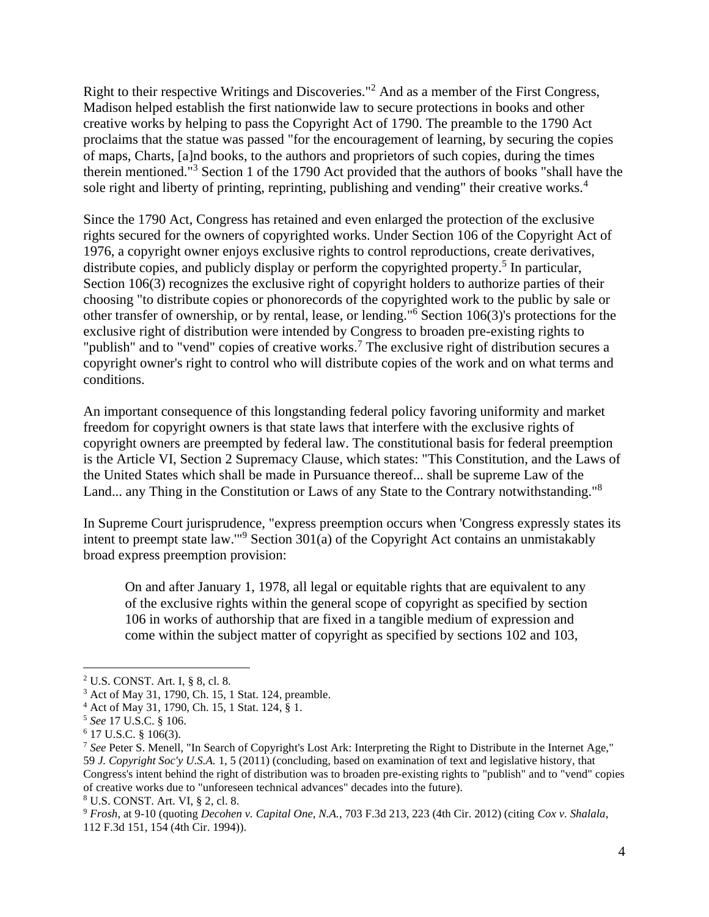Right to their respective Writings and Discoveries."[2] And as a member of the First Congress, Madison helped establish the first nationwide law to secure protections in books and other creative works by helping to pass the Copyright Act of 1790. The preamble to the 1790 Act proclaims that the statue was passed "for the encouragement of learning, by securing the copies of maps, Charts, [a]nd books, to the authors and proprietors of such copies, during the times therein mentioned."[3] Section 1 of the 1790 Act provided that the authors of books "shall have the sole right and liberty of printing, reprinting, publishing and vending" their creative works.[4]

Since the 1790 Act, Congress has retained and even enlarged the protection of the exclusive rights secured for the owners of copyrighted works. Under Section 106 of the Copyright Act of 1976, a copyright owner enjoys exclusive rights to control reproductions, create derivatives, distribute copies, and publicly display or perform the copyrighted property.[5] In particular, Section 106(3) recognizes the exclusive right of copyright holders to authorize parties of their choosing "to distribute copies or phonorecords of the copyrighted work to the public by sale or other transfer of ownership, or by rental, lease, or lending."[6] Section 106(3)'s protections for the exclusive right of distribution were intended by Congress to broaden pre-existing rights to "publish" and to "vend" copies of creative works.[7] The exclusive right of distribution secures a copyright owner's right to control who will distribute copies of the work and on what terms and conditions.

An important consequence of this longstanding federal policy favoring uniformity and market freedom for copyright owners is that state laws that interfere with the exclusive rights of copyright owners are preempted by federal law. The constitutional basis for federal preemption is the Article VI, Section 2 Supremacy Clause, which states: "This Constitution, and the Laws of the United States which shall be made in Pursuance thereof... shall be supreme Law of the Land... any Thing in the Constitution or Laws of any State to the Contrary notwithstanding."[8]

In Supreme Court jurisprudence, "express preemption occurs when 'Congress expressly states its intent to preempt state law.'"[9] Section 301(a) of the Copyright Act contains an unmistakably broad express preemption provision:

> On and after January 1, 1978, all legal or equitable rights that are equivalent to any of the exclusive rights within the general scope of copyright as specified by section 106 in works of authorship that are fixed in a tangible medium of expression and come within the subject matter of copyright as specified by sections 102 and 103,

---

[2] U.S. CONST. Art. I, § 8, cl. 8.

[3] Act of May 31, 1790, Ch. 15, 1 Stat. 124, preamble.

[4] Act of May 31, 1790, Ch. 15, 1 Stat. 124, § 1.

[5] *See* 17 U.S.C. § 106.

[6] 17 U.S.C. § 106(3).

[7] *See* Peter S. Menell, "In Search of Copyright's Lost Ark: Interpreting the Right to Distribute in the Internet Age," 59 *J. Copyright Soc'y U.S.A.* 1, 5 (2011) (concluding, based on examination of text and legislative history, that Congress's intent behind the right of distribution was to broaden pre-existing rights to "publish" and to "vend" copies of creative works due to "unforeseen technical advances" decades into the future).

[8] U.S. CONST. Art. VI, § 2, cl. 8.

[9] *Frosh*, at 9-10 (quoting *Decohen v. Capital One, N.A.*, 703 F.3d 213, 223 (4th Cir. 2012) (citing *Cox v. Shalala*, 112 F.3d 151, 154 (4th Cir. 1994)).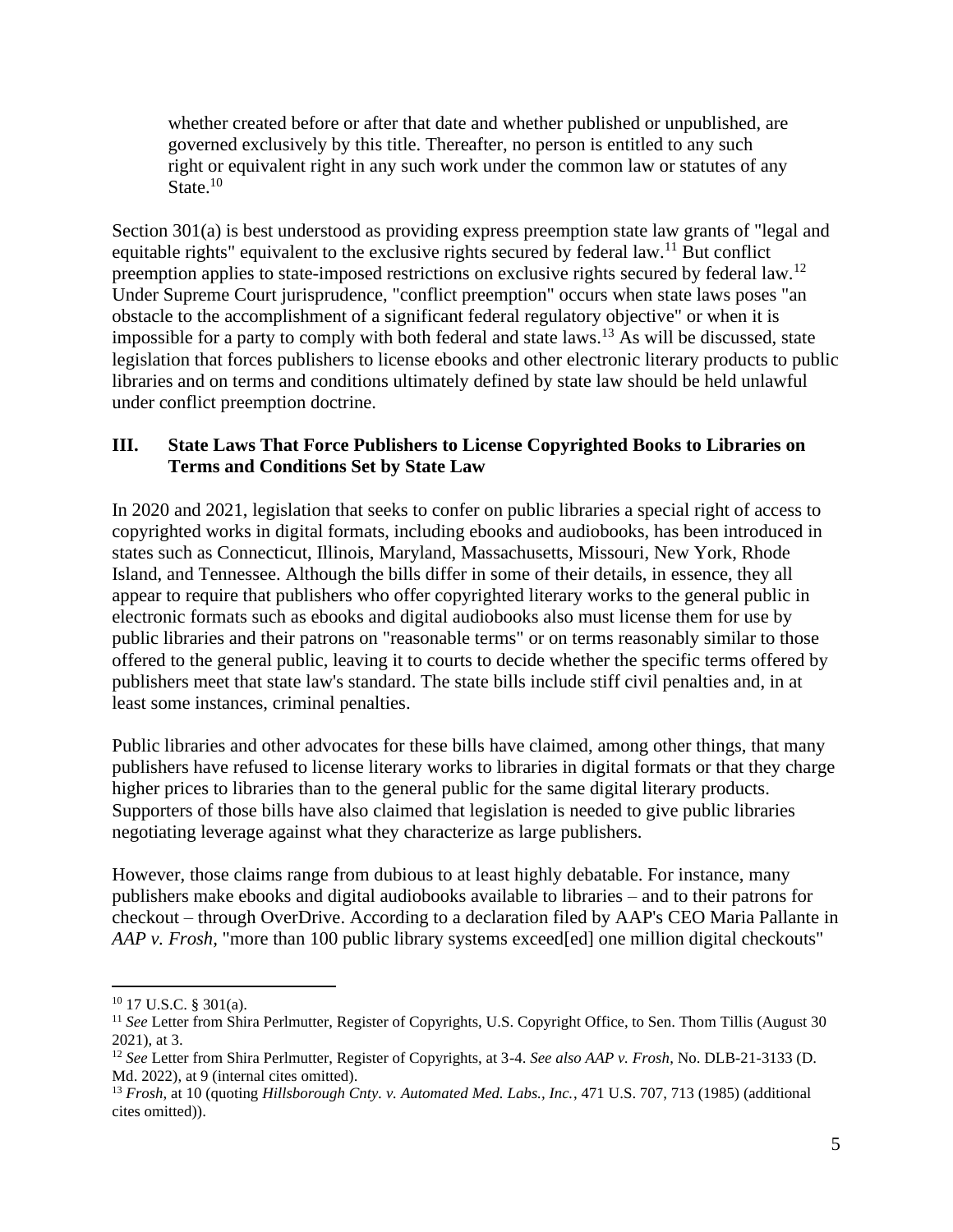> whether created before or after that date and whether published or unpublished, are governed exclusively by this title. Thereafter, no person is entitled to any such right or equivalent right in any such work under the common law or statutes of any State.[10]

Section 301(a) is best understood as providing express preemption state law grants of "legal and equitable rights" equivalent to the exclusive rights secured by federal law.[11] But conflict preemption applies to state-imposed restrictions on exclusive rights secured by federal law.[12] Under Supreme Court jurisprudence, "conflict preemption" occurs when state laws poses "an obstacle to the accomplishment of a significant federal regulatory objective" or when it is impossible for a party to comply with both federal and state laws.[13] As will be discussed, state legislation that forces publishers to license ebooks and other electronic literary products to public libraries and on terms and conditions ultimately defined by state law should be held unlawful under conflict preemption doctrine.

## III. State Laws That Force Publishers to License Copyrighted Books to Libraries on Terms and Conditions Set by State Law

In 2020 and 2021, legislation that seeks to confer on public libraries a special right of access to copyrighted works in digital formats, including ebooks and audiobooks, has been introduced in states such as Connecticut, Illinois, Maryland, Massachusetts, Missouri, New York, Rhode Island, and Tennessee. Although the bills differ in some of their details, in essence, they all appear to require that publishers who offer copyrighted literary works to the general public in electronic formats such as ebooks and digital audiobooks also must license them for use by public libraries and their patrons on "reasonable terms" or on terms reasonably similar to those offered to the general public, leaving it to courts to decide whether the specific terms offered by publishers meet that state law's standard. The state bills include stiff civil penalties and, in at least some instances, criminal penalties.

Public libraries and other advocates for these bills have claimed, among other things, that many publishers have refused to license literary works to libraries in digital formats or that they charge higher prices to libraries than to the general public for the same digital literary products. Supporters of those bills have also claimed that legislation is needed to give public libraries negotiating leverage against what they characterize as large publishers.

However, those claims range from dubious to at least highly debatable. For instance, many publishers make ebooks and digital audiobooks available to libraries – and to their patrons for checkout – through OverDrive. According to a declaration filed by AAP's CEO Maria Pallante in *AAP v. Frosh*, "more than 100 public library systems exceed[ed] one million digital checkouts"

---

[10] 17 U.S.C. § 301(a).

[11] *See* Letter from Shira Perlmutter, Register of Copyrights, U.S. Copyright Office, to Sen. Thom Tillis (August 30 2021), at 3.

[12] *See* Letter from Shira Perlmutter, Register of Copyrights, at 3-4. *See also AAP v. Frosh*, No. DLB-21-3133 (D. Md. 2022), at 9 (internal cites omitted).

[13] *Frosh*, at 10 (quoting *Hillsborough Cnty. v. Automated Med. Labs., Inc.*, 471 U.S. 707, 713 (1985) (additional cites omitted)).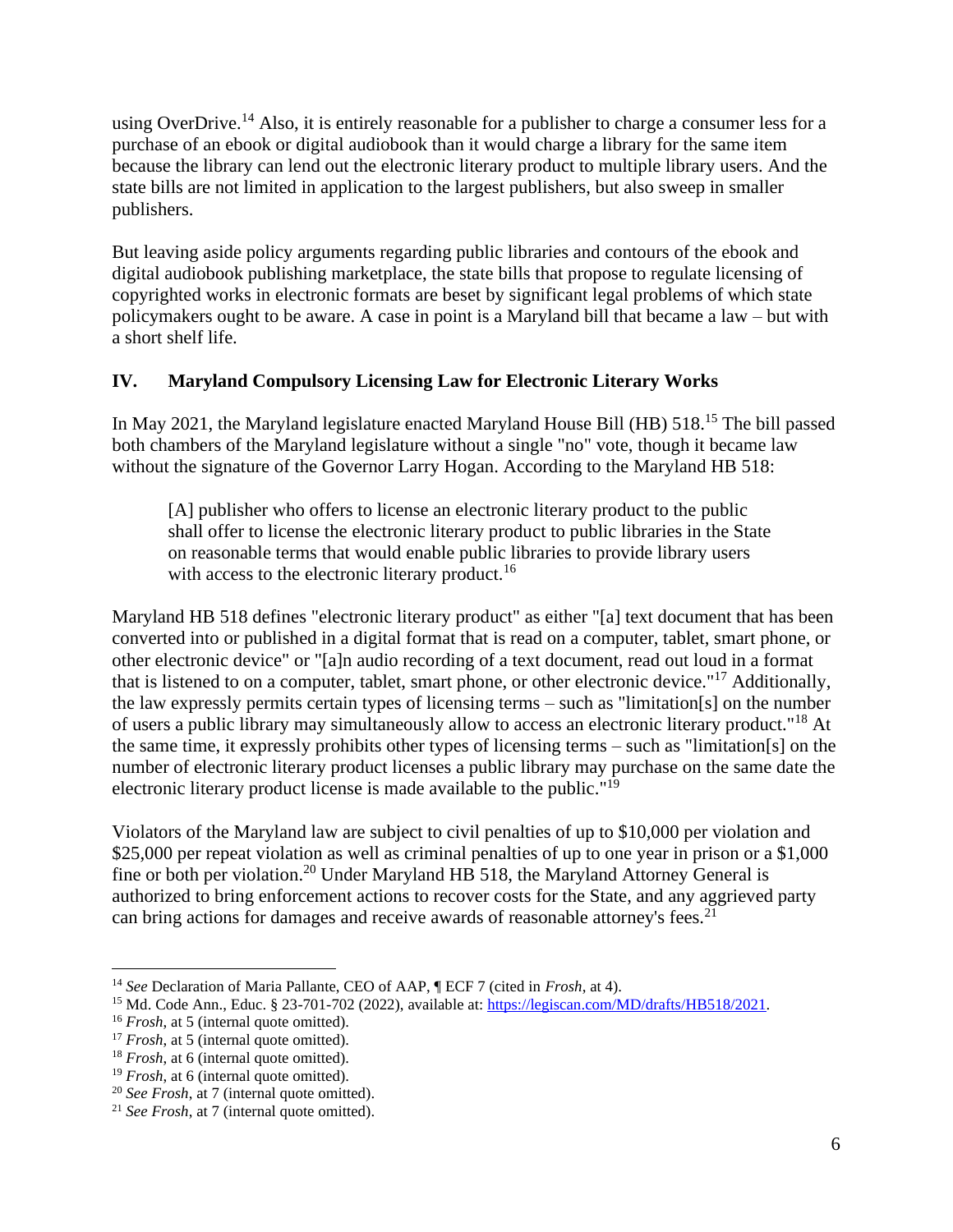using OverDrive.[14] Also, it is entirely reasonable for a publisher to charge a consumer less for a purchase of an ebook or digital audiobook than it would charge a library for the same item because the library can lend out the electronic literary product to multiple library users. And the state bills are not limited in application to the largest publishers, but also sweep in smaller publishers.

But leaving aside policy arguments regarding public libraries and contours of the ebook and digital audiobook publishing marketplace, the state bills that propose to regulate licensing of copyrighted works in electronic formats are beset by significant legal problems of which state policymakers ought to be aware. A case in point is a Maryland bill that became a law – but with a short shelf life.

## IV. Maryland Compulsory Licensing Law for Electronic Literary Works

In May 2021, the Maryland legislature enacted Maryland House Bill (HB) 518.[15] The bill passed both chambers of the Maryland legislature without a single "no" vote, though it became law without the signature of the Governor Larry Hogan. According to the Maryland HB 518:

> [A] publisher who offers to license an electronic literary product to the public shall offer to license the electronic literary product to public libraries in the State on reasonable terms that would enable public libraries to provide library users with access to the electronic literary product.[16]

Maryland HB 518 defines "electronic literary product" as either "[a] text document that has been converted into or published in a digital format that is read on a computer, tablet, smart phone, or other electronic device" or "[a]n audio recording of a text document, read out loud in a format that is listened to on a computer, tablet, smart phone, or other electronic device."[17] Additionally, the law expressly permits certain types of licensing terms – such as "limitation[s] on the number of users a public library may simultaneously allow to access an electronic literary product."[18] At the same time, it expressly prohibits other types of licensing terms – such as "limitation[s] on the number of electronic literary product licenses a public library may purchase on the same date the electronic literary product license is made available to the public."[19]

Violators of the Maryland law are subject to civil penalties of up to $10,000 per violation and $25,000 per repeat violation as well as criminal penalties of up to one year in prison or a $1,000 fine or both per violation.[20] Under Maryland HB 518, the Maryland Attorney General is authorized to bring enforcement actions to recover costs for the State, and any aggrieved party can bring actions for damages and receive awards of reasonable attorney's fees.[21]

---

[14] *See* Declaration of Maria Pallante, CEO of AAP, ¶ ECF 7 (cited in *Frosh*, at 4).

[15] Md. Code Ann., Educ. § 23-701-702 (2022), available at: https://legiscan.com/MD/drafts/HB518/2021.

[16] *Frosh*, at 5 (internal quote omitted).

[17] *Frosh,* at 5 (internal quote omitted).

[18] *Frosh*, at 6 (internal quote omitted).

[19] *Frosh*, at 6 (internal quote omitted).

[20] *See Frosh*, at 7 (internal quote omitted).

[21] *See Frosh*, at 7 (internal quote omitted).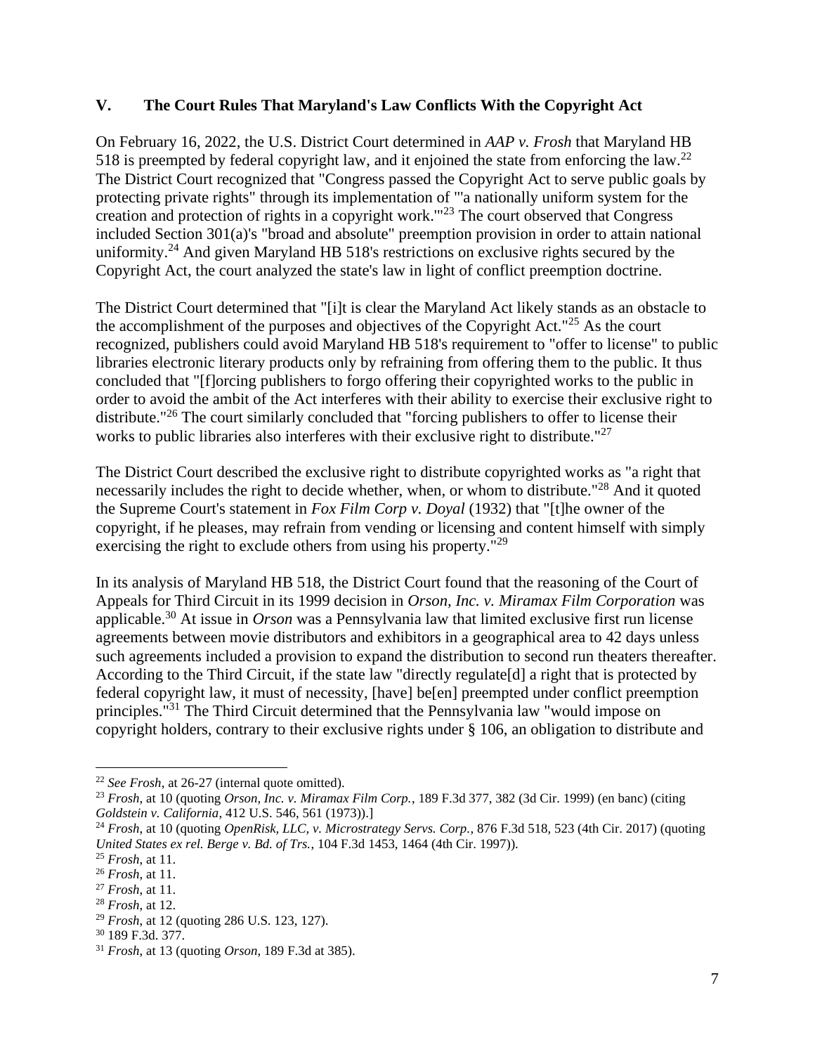## V. The Court Rules That Maryland's Law Conflicts With the Copyright Act

On February 16, 2022, the U.S. District Court determined in *AAP v. Frosh* that Maryland HB 518 is preempted by federal copyright law, and it enjoined the state from enforcing the law.[22] The District Court recognized that "Congress passed the Copyright Act to serve public goals by protecting private rights" through its implementation of "'a nationally uniform system for the creation and protection of rights in a copyright work.'"[23] The court observed that Congress included Section 301(a)'s "broad and absolute" preemption provision in order to attain national uniformity.[24] And given Maryland HB 518's restrictions on exclusive rights secured by the Copyright Act, the court analyzed the state's law in light of conflict preemption doctrine.

The District Court determined that "[i]t is clear the Maryland Act likely stands as an obstacle to the accomplishment of the purposes and objectives of the Copyright Act."[25] As the court recognized, publishers could avoid Maryland HB 518's requirement to "offer to license" to public libraries electronic literary products only by refraining from offering them to the public. It thus concluded that "[f]orcing publishers to forgo offering their copyrighted works to the public in order to avoid the ambit of the Act interferes with their ability to exercise their exclusive right to distribute."[26] The court similarly concluded that "forcing publishers to offer to license their works to public libraries also interferes with their exclusive right to distribute."[27]

The District Court described the exclusive right to distribute copyrighted works as "a right that necessarily includes the right to decide whether, when, or whom to distribute."[28] And it quoted the Supreme Court's statement in *Fox Film Corp v. Doyal* (1932) that "[t]he owner of the copyright, if he pleases, may refrain from vending or licensing and content himself with simply exercising the right to exclude others from using his property."[29]

In its analysis of Maryland HB 518, the District Court found that the reasoning of the Court of Appeals for Third Circuit in its 1999 decision in *Orson, Inc. v. Miramax Film Corporation* was applicable.[30] At issue in *Orson* was a Pennsylvania law that limited exclusive first run license agreements between movie distributors and exhibitors in a geographical area to 42 days unless such agreements included a provision to expand the distribution to second run theaters thereafter. According to the Third Circuit, if the state law "directly regulate[d] a right that is protected by federal copyright law, it must of necessity, [have] be[en] preempted under conflict preemption principles."[31] The Third Circuit determined that the Pennsylvania law "would impose on copyright holders, contrary to their exclusive rights under § 106, an obligation to distribute and

---

[22] *See Frosh*, at 26-27 (internal quote omitted).

[23] *Frosh*, at 10 (quoting *Orson, Inc. v. Miramax Film Corp.*, 189 F.3d 377, 382 (3d Cir. 1999) (en banc) (citing *Goldstein v. California*, 412 U.S. 546, 561 (1973)).]

[24] *Frosh*, at 10 (quoting *OpenRisk, LLC, v. Microstrategy Servs. Corp.*, 876 F.3d 518, 523 (4th Cir. 2017) (quoting *United States ex rel. Berge v. Bd. of Trs.*, 104 F.3d 1453, 1464 (4th Cir. 1997)).

[25] *Frosh*, at 11.

[26] *Frosh*, at 11.

[27] *Frosh*, at 11.

[28] *Frosh*, at 12.

[29] *Frosh*, at 12 (quoting 286 U.S. 123, 127).

[30] 189 F.3d. 377.

[31] *Frosh*, at 13 (quoting *Orson*, 189 F.3d at 385).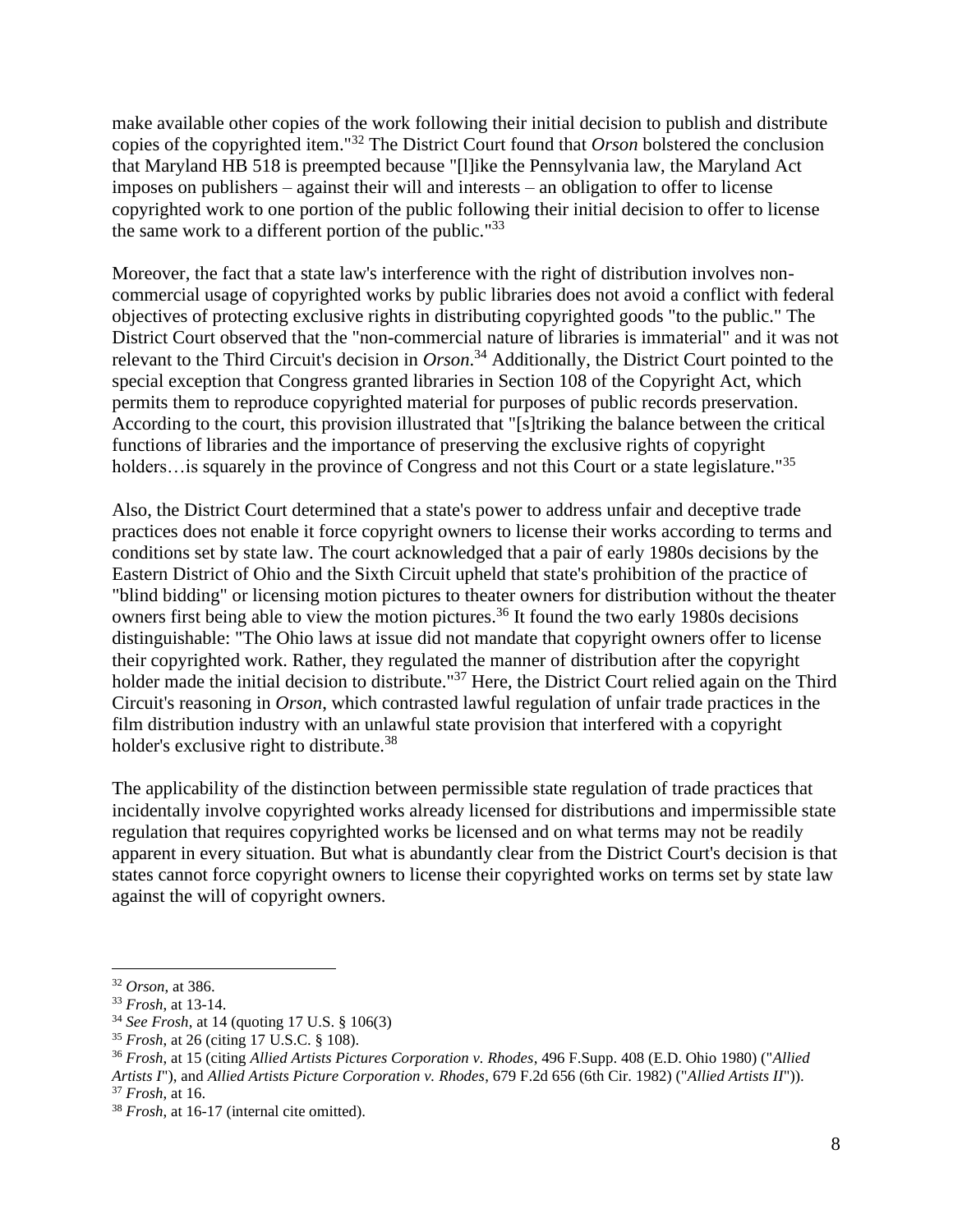make available other copies of the work following their initial decision to publish and distribute copies of the copyrighted item."[32] The District Court found that *Orson* bolstered the conclusion that Maryland HB 518 is preempted because "[l]ike the Pennsylvania law, the Maryland Act imposes on publishers – against their will and interests – an obligation to offer to license copyrighted work to one portion of the public following their initial decision to offer to license the same work to a different portion of the public."[33]

Moreover, the fact that a state law's interference with the right of distribution involves non-commercial usage of copyrighted works by public libraries does not avoid a conflict with federal objectives of protecting exclusive rights in distributing copyrighted goods "to the public." The District Court observed that the "non-commercial nature of libraries is immaterial" and it was not relevant to the Third Circuit's decision in *Orson*.[34] Additionally, the District Court pointed to the special exception that Congress granted libraries in Section 108 of the Copyright Act, which permits them to reproduce copyrighted material for purposes of public records preservation. According to the court, this provision illustrated that "[s]triking the balance between the critical functions of libraries and the importance of preserving the exclusive rights of copyright holders…is squarely in the province of Congress and not this Court or a state legislature."[35]

Also, the District Court determined that a state's power to address unfair and deceptive trade practices does not enable it force copyright owners to license their works according to terms and conditions set by state law. The court acknowledged that a pair of early 1980s decisions by the Eastern District of Ohio and the Sixth Circuit upheld that state's prohibition of the practice of "blind bidding" or licensing motion pictures to theater owners for distribution without the theater owners first being able to view the motion pictures.[36] It found the two early 1980s decisions distinguishable: "The Ohio laws at issue did not mandate that copyright owners offer to license their copyrighted work. Rather, they regulated the manner of distribution after the copyright holder made the initial decision to distribute."[37] Here, the District Court relied again on the Third Circuit's reasoning in *Orson*, which contrasted lawful regulation of unfair trade practices in the film distribution industry with an unlawful state provision that interfered with a copyright holder's exclusive right to distribute.[38]

The applicability of the distinction between permissible state regulation of trade practices that incidentally involve copyrighted works already licensed for distributions and impermissible state regulation that requires copyrighted works be licensed and on what terms may not be readily apparent in every situation. But what is abundantly clear from the District Court's decision is that states cannot force copyright owners to license their copyrighted works on terms set by state law against the will of copyright owners.

---

[32] *Orson*, at 386.

[33] *Frosh*, at 13-14.

[34] *See Frosh*, at 14 (quoting 17 U.S. § 106(3)

[35] *Frosh,* at 26 (citing 17 U.S.C. § 108).

[36] *Frosh*, at 15 (citing *Allied Artists Pictures Corporation v. Rhodes*, 496 F.Supp. 408 (E.D. Ohio 1980) ("*Allied Artists I*"), and *Allied Artists Picture Corporation v. Rhodes*, 679 F.2d 656 (6th Cir. 1982) ("*Allied Artists II*")).

[37] *Frosh*, at 16.

[38] *Frosh*, at 16-17 (internal cite omitted).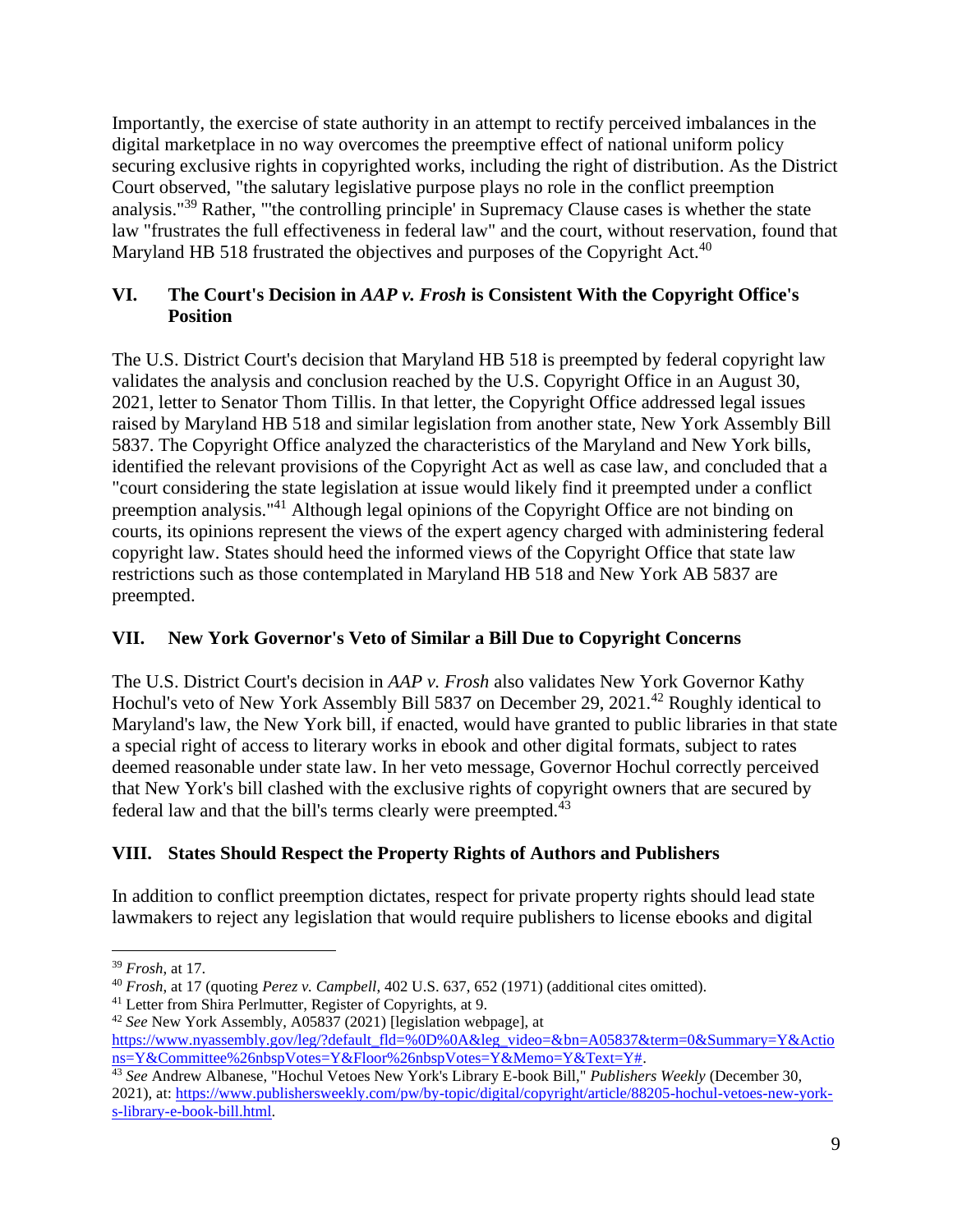Importantly, the exercise of state authority in an attempt to rectify perceived imbalances in the digital marketplace in no way overcomes the preemptive effect of national uniform policy securing exclusive rights in copyrighted works, including the right of distribution. As the District Court observed, "the salutary legislative purpose plays no role in the conflict preemption analysis."[39] Rather, "'the controlling principle' in Supremacy Clause cases is whether the state law "frustrates the full effectiveness in federal law" and the court, without reservation, found that Maryland HB 518 frustrated the objectives and purposes of the Copyright Act.[40]

## VI. The Court's Decision in *AAP v. Frosh* is Consistent With the Copyright Office's Position

The U.S. District Court's decision that Maryland HB 518 is preempted by federal copyright law validates the analysis and conclusion reached by the U.S. Copyright Office in an August 30, 2021, letter to Senator Thom Tillis. In that letter, the Copyright Office addressed legal issues raised by Maryland HB 518 and similar legislation from another state, New York Assembly Bill 5837. The Copyright Office analyzed the characteristics of the Maryland and New York bills, identified the relevant provisions of the Copyright Act as well as case law, and concluded that a "court considering the state legislation at issue would likely find it preempted under a conflict preemption analysis."[41] Although legal opinions of the Copyright Office are not binding on courts, its opinions represent the views of the expert agency charged with administering federal copyright law. States should heed the informed views of the Copyright Office that state law restrictions such as those contemplated in Maryland HB 518 and New York AB 5837 are preempted.

## VII. New York Governor's Veto of Similar a Bill Due to Copyright Concerns

The U.S. District Court's decision in *AAP v. Frosh* also validates New York Governor Kathy Hochul's veto of New York Assembly Bill 5837 on December 29, 2021.[42] Roughly identical to Maryland's law, the New York bill, if enacted, would have granted to public libraries in that state a special right of access to literary works in ebook and other digital formats, subject to rates deemed reasonable under state law. In her veto message, Governor Hochul correctly perceived that New York's bill clashed with the exclusive rights of copyright owners that are secured by federal law and that the bill's terms clearly were preempted.[43]

## VIII. States Should Respect the Property Rights of Authors and Publishers

In addition to conflict preemption dictates, respect for private property rights should lead state lawmakers to reject any legislation that would require publishers to license ebooks and digital

---

[39] *Frosh*, at 17.

[40] *Frosh*, at 17 (quoting *Perez v. Campbell*, 402 U.S. 637, 652 (1971) (additional cites omitted).

[41] Letter from Shira Perlmutter, Register of Copyrights, at 9.

[42] *See* New York Assembly, A05837 (2021) [legislation webpage], at https://www.nyassembly.gov/leg/?default_fld=%0D%0A&leg_video=&bn=A05837&term=0&Summary=Y&Actions=Y&Committee%26nbspVotes=Y&Floor%26nbspVotes=Y&Memo=Y&Text=Y#.

[43] *See* Andrew Albanese, "Hochul Vetoes New York's Library E-book Bill," *Publishers Weekly* (December 30, 2021), at: https://www.publishersweekly.com/pw/by-topic/digital/copyright/article/88205-hochul-vetoes-new-york-s-library-e-book-bill.html.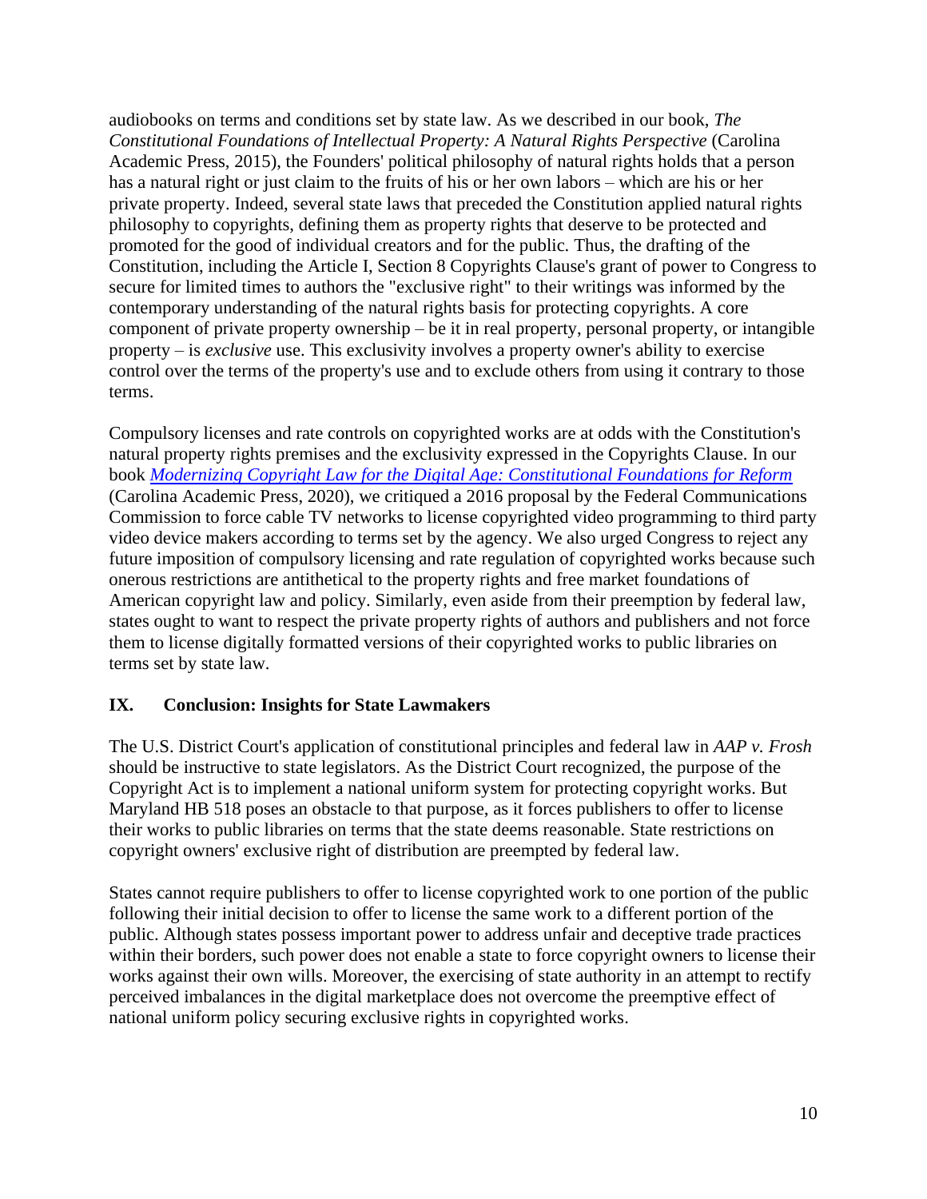audiobooks on terms and conditions set by state law. As we described in our book, *The Constitutional Foundations of Intellectual Property: A Natural Rights Perspective* (Carolina Academic Press, 2015), the Founders' political philosophy of natural rights holds that a person has a natural right or just claim to the fruits of his or her own labors – which are his or her private property. Indeed, several state laws that preceded the Constitution applied natural rights philosophy to copyrights, defining them as property rights that deserve to be protected and promoted for the good of individual creators and for the public. Thus, the drafting of the Constitution, including the Article I, Section 8 Copyrights Clause's grant of power to Congress to secure for limited times to authors the "exclusive right" to their writings was informed by the contemporary understanding of the natural rights basis for protecting copyrights. A core component of private property ownership – be it in real property, personal property, or intangible property – is *exclusive* use. This exclusivity involves a property owner's ability to exercise control over the terms of the property's use and to exclude others from using it contrary to those terms.

Compulsory licenses and rate controls on copyrighted works are at odds with the Constitution's natural property rights premises and the exclusivity expressed in the Copyrights Clause. In our book *Modernizing Copyright Law for the Digital Age: Constitutional Foundations for Reform* (Carolina Academic Press, 2020), we critiqued a 2016 proposal by the Federal Communications Commission to force cable TV networks to license copyrighted video programming to third party video device makers according to terms set by the agency. We also urged Congress to reject any future imposition of compulsory licensing and rate regulation of copyrighted works because such onerous restrictions are antithetical to the property rights and free market foundations of American copyright law and policy. Similarly, even aside from their preemption by federal law, states ought to want to respect the private property rights of authors and publishers and not force them to license digitally formatted versions of their copyrighted works to public libraries on terms set by state law.

## IX. Conclusion: Insights for State Lawmakers

The U.S. District Court's application of constitutional principles and federal law in *AAP v. Frosh* should be instructive to state legislators. As the District Court recognized, the purpose of the Copyright Act is to implement a national uniform system for protecting copyright works. But Maryland HB 518 poses an obstacle to that purpose, as it forces publishers to offer to license their works to public libraries on terms that the state deems reasonable. State restrictions on copyright owners' exclusive right of distribution are preempted by federal law.

States cannot require publishers to offer to license copyrighted work to one portion of the public following their initial decision to offer to license the same work to a different portion of the public. Although states possess important power to address unfair and deceptive trade practices within their borders, such power does not enable a state to force copyright owners to license their works against their own wills. Moreover, the exercising of state authority in an attempt to rectify perceived imbalances in the digital marketplace does not overcome the preemptive effect of national uniform policy securing exclusive rights in copyrighted works.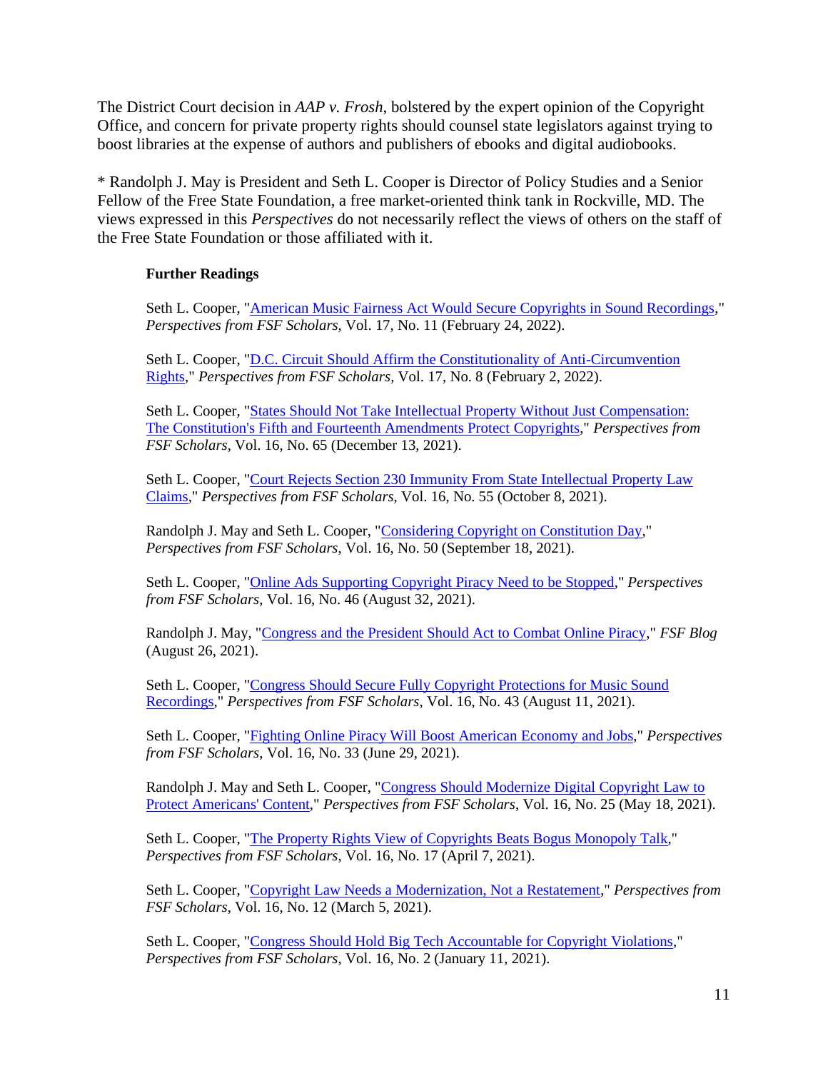The District Court decision in *AAP v. Frosh*, bolstered by the expert opinion of the Copyright Office, and concern for private property rights should counsel state legislators against trying to boost libraries at the expense of authors and publishers of ebooks and digital audiobooks.

* Randolph J. May is President and Seth L. Cooper is Director of Policy Studies and a Senior Fellow of the Free State Foundation, a free market-oriented think tank in Rockville, MD. The views expressed in this *Perspectives* do not necessarily reflect the views of others on the staff of the Free State Foundation or those affiliated with it.

**Further Readings**

Seth L. Cooper, "American Music Fairness Act Would Secure Copyrights in Sound Recordings," *Perspectives from FSF Scholars*, Vol. 17, No. 11 (February 24, 2022).

Seth L. Cooper, "D.C. Circuit Should Affirm the Constitutionality of Anti-Circumvention Rights," *Perspectives from FSF Scholars*, Vol. 17, No. 8 (February 2, 2022).

Seth L. Cooper, "States Should Not Take Intellectual Property Without Just Compensation: The Constitution's Fifth and Fourteenth Amendments Protect Copyrights," *Perspectives from FSF Scholars*, Vol. 16, No. 65 (December 13, 2021).

Seth L. Cooper, "Court Rejects Section 230 Immunity From State Intellectual Property Law Claims," *Perspectives from FSF Scholars*, Vol. 16, No. 55 (October 8, 2021).

Randolph J. May and Seth L. Cooper, "Considering Copyright on Constitution Day," *Perspectives from FSF Scholars*, Vol. 16, No. 50 (September 18, 2021).

Seth L. Cooper, "Online Ads Supporting Copyright Piracy Need to be Stopped," *Perspectives from FSF Scholars*, Vol. 16, No. 46 (August 32, 2021).

Randolph J. May, "Congress and the President Should Act to Combat Online Piracy," *FSF Blog* (August 26, 2021).

Seth L. Cooper, "Congress Should Secure Fully Copyright Protections for Music Sound Recordings," *Perspectives from FSF Scholars*, Vol. 16, No. 43 (August 11, 2021).

Seth L. Cooper, "Fighting Online Piracy Will Boost American Economy and Jobs," *Perspectives from FSF Scholars*, Vol. 16, No. 33 (June 29, 2021).

Randolph J. May and Seth L. Cooper, "Congress Should Modernize Digital Copyright Law to Protect Americans' Content," *Perspectives from FSF Scholars*, Vol. 16, No. 25 (May 18, 2021).

Seth L. Cooper, "The Property Rights View of Copyrights Beats Bogus Monopoly Talk," *Perspectives from FSF Scholars*, Vol. 16, No. 17 (April 7, 2021).

Seth L. Cooper, "Copyright Law Needs a Modernization, Not a Restatement," *Perspectives from FSF Scholars*, Vol. 16, No. 12 (March 5, 2021).

Seth L. Cooper, "Congress Should Hold Big Tech Accountable for Copyright Violations," *Perspectives from FSF Scholars*, Vol. 16, No. 2 (January 11, 2021).